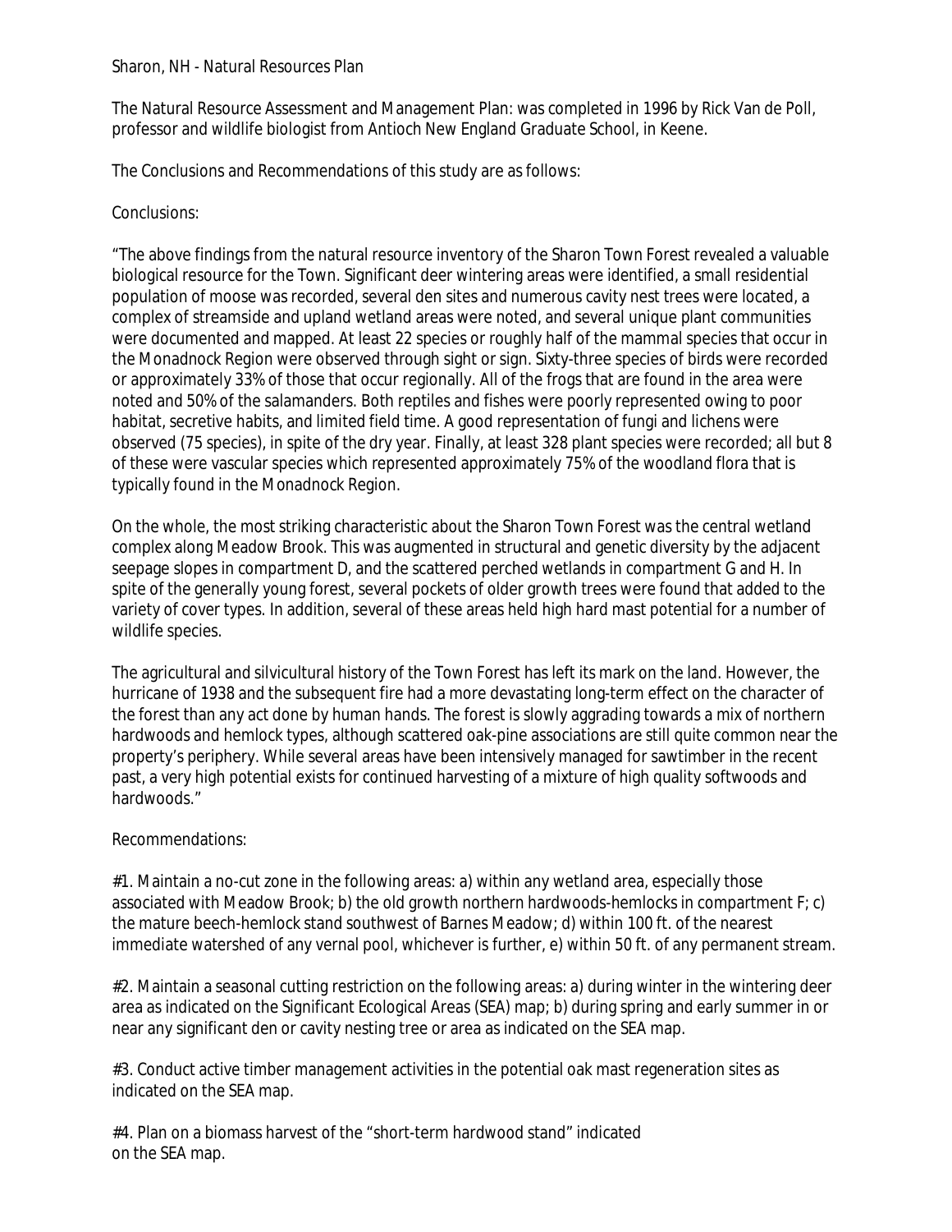Sharon, NH - Natural Resources Plan

The Natural Resource Assessment and Management Plan: was completed in 1996 by Rick Van de Poll, professor and wildlife biologist from Antioch New England Graduate School, in Keene.

The Conclusions and Recommendations of this study are as follows:

Conclusions:

"The above findings from the natural resource inventory of the Sharon Town Forest revealed a valuable biological resource for the Town. Significant deer wintering areas were identified, a small residential population of moose was recorded, several den sites and numerous cavity nest trees were located, a complex of streamside and upland wetland areas were noted, and several unique plant communities were documented and mapped. At least 22 species or roughly half of the mammal species that occur in the Monadnock Region were observed through sight or sign. Sixty-three species of birds were recorded or approximately 33% of those that occur regionally. All of the frogs that are found in the area were noted and 50% of the salamanders. Both reptiles and fishes were poorly represented owing to poor habitat, secretive habits, and limited field time. A good representation of fungi and lichens were observed (75 species), in spite of the dry year. Finally, at least 328 plant species were recorded; all but 8 of these were vascular species which represented approximately 75% of the woodland flora that is typically found in the Monadnock Region.

On the whole, the most striking characteristic about the Sharon Town Forest was the central wetland complex along Meadow Brook. This was augmented in structural and genetic diversity by the adjacent seepage slopes in compartment D, and the scattered perched wetlands in compartment G and H. In spite of the generally young forest, several pockets of older growth trees were found that added to the variety of cover types. In addition, several of these areas held high hard mast potential for a number of wildlife species.

The agricultural and silvicultural history of the Town Forest has left its mark on the land. However, the hurricane of 1938 and the subsequent fire had a more devastating long-term effect on the character of the forest than any act done by human hands. The forest is slowly aggrading towards a mix of northern hardwoods and hemlock types, although scattered oak-pine associations are still quite common near the property's periphery. While several areas have been intensively managed for sawtimber in the recent past, a very high potential exists for continued harvesting of a mixture of high quality softwoods and hardwoods."

Recommendations:

#1. Maintain a no-cut zone in the following areas: a) within any wetland area, especially those associated with Meadow Brook; b) the old growth northern hardwoods-hemlocks in compartment F; c) the mature beech-hemlock stand southwest of Barnes Meadow; d) within 100 ft. of the nearest immediate watershed of any vernal pool, whichever is further, e) within 50 ft. of any permanent stream.

#2. Maintain a seasonal cutting restriction on the following areas: a) during winter in the wintering deer area as indicated on the Significant Ecological Areas (SEA) map; b) during spring and early summer in or near any significant den or cavity nesting tree or area as indicated on the SEA map.

#3. Conduct active timber management activities in the potential oak mast regeneration sites as indicated on the SEA map.

#4. Plan on a biomass harvest of the "short-term hardwood stand" indicated on the SEA map.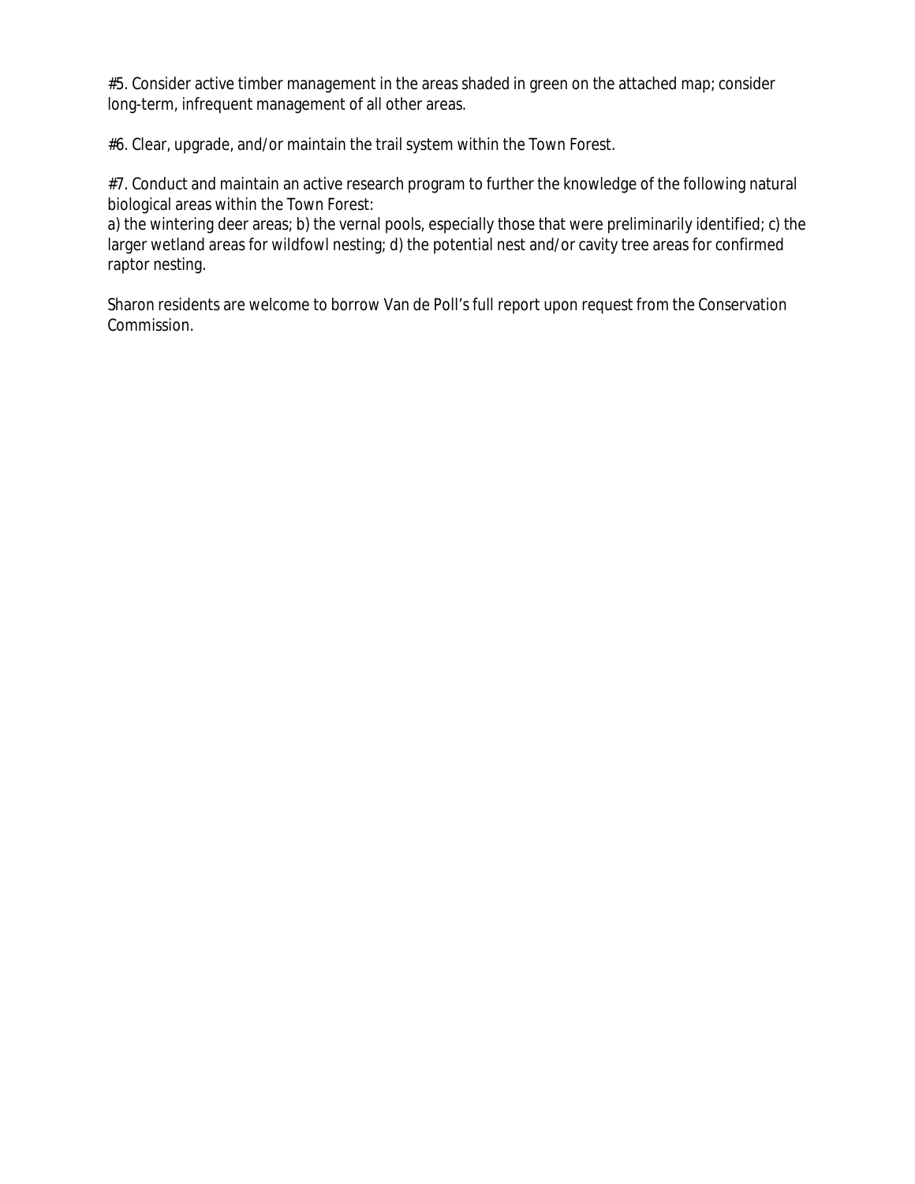#5. Consider active timber management in the areas shaded in green on the attached map; consider long-term, infrequent management of all other areas.

#6. Clear, upgrade, and/or maintain the trail system within the Town Forest.

#7. Conduct and maintain an active research program to further the knowledge of the following natural biological areas within the Town Forest:
a) the wintering deer areas; b) the vernal pools, especially those that were preliminarily identified; c) the larger wetland areas for wildfowl nesting; d) the potential nest and/or cavity tree areas for confirmed raptor nesting.

Sharon residents are welcome to borrow Van de Poll's full report upon request from the Conservation Commission.